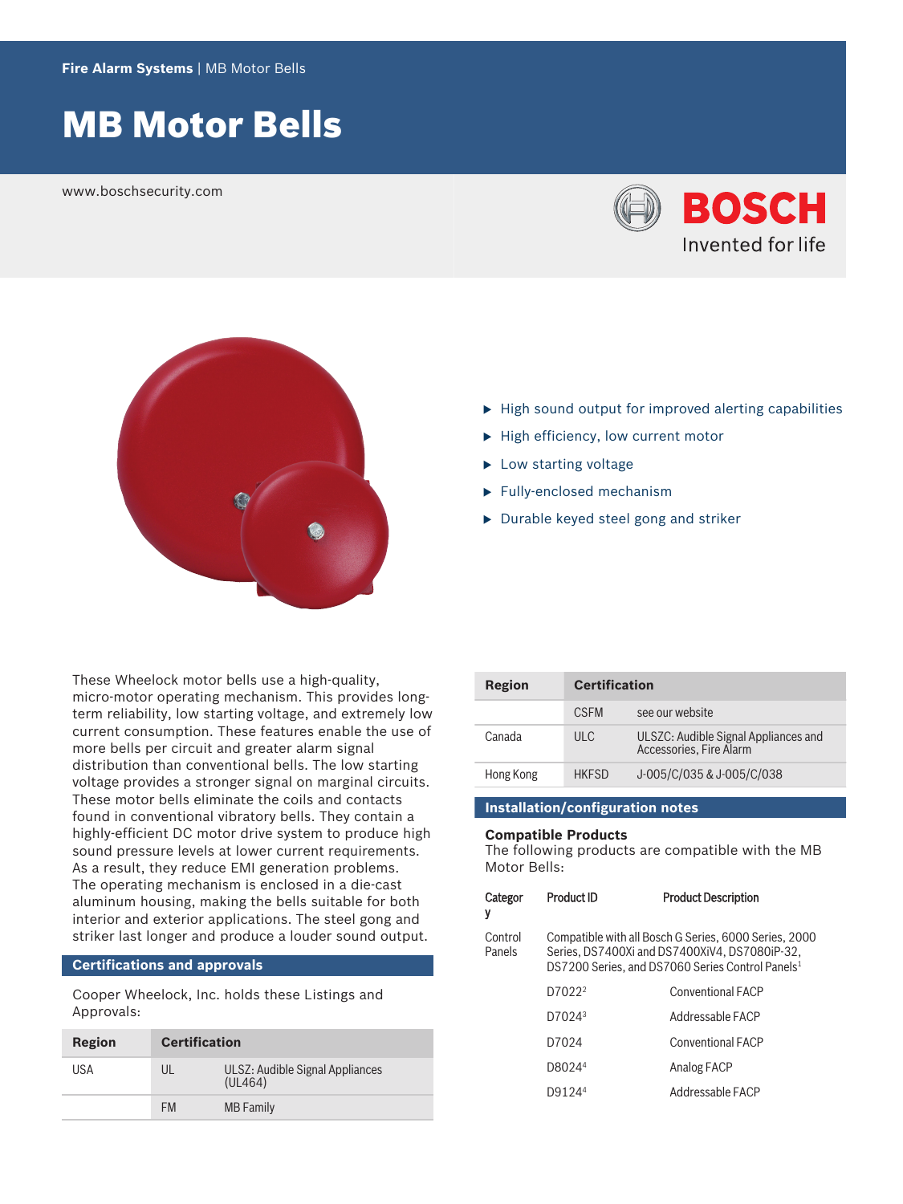Fire Alarm Systems | MB Motor Bells

# MB Motor Bells

www.boschsecurity.com

- High sound output for improved alerting capabilities
- High efficiency, low current motor
- Low starting voltage
- Fully-enclosed mechanism
- Durable keyed steel gong and striker

These Wheelock motor bells use a high-quality, micro-motor operating mechanism. This provides long-term reliability, low starting voltage, and extremely low current consumption. These features enable the use of more bells per circuit and greater alarm signal distribution than conventional bells. The low starting voltage provides a stronger signal on marginal circuits. These motor bells eliminate the coils and contacts found in conventional vibratory bells. They contain a highly-efficient DC motor drive system to produce high sound pressure levels at lower current requirements. As a result, they reduce EMI generation problems. The operating mechanism is enclosed in a die-cast aluminum housing, making the bells suitable for both interior and exterior applications. The steel gong and striker last longer and produce a louder sound output.

## Certifications and approvals

Cooper Wheelock, Inc. holds these Listings and Approvals:

| Region | Certification | |
|---|---|---|
| USA | UL | ULSZ: Audible Signal Appliances (UL464) |
| | FM | MB Family |
| | CSFM | see our website |
| Canada | ULC | ULSZC: Audible Signal Appliances and Accessories, Fire Alarm |
| Hong Kong | HKFSD | J-005/C/035 & J-005/C/038 |

## Installation/configuration notes

### Compatible Products

The following products are compatible with the MB Motor Bells:

| Category | Product ID | Product Description |
|---|---|---|
| Control Panels | Compatible with all Bosch G Series, 6000 Series, 2000 Series, DS7400Xi and DS7400XiV4, DS7080iP-32, DS7200 Series, and DS7060 Series Control Panels[1] | |
| | D7022[2] | Conventional FACP |
| | D7024[3] | Addressable FACP |
| | D7024 | Conventional FACP |
| | D8024[4] | Analog FACP |
| | D9124[4] | Addressable FACP |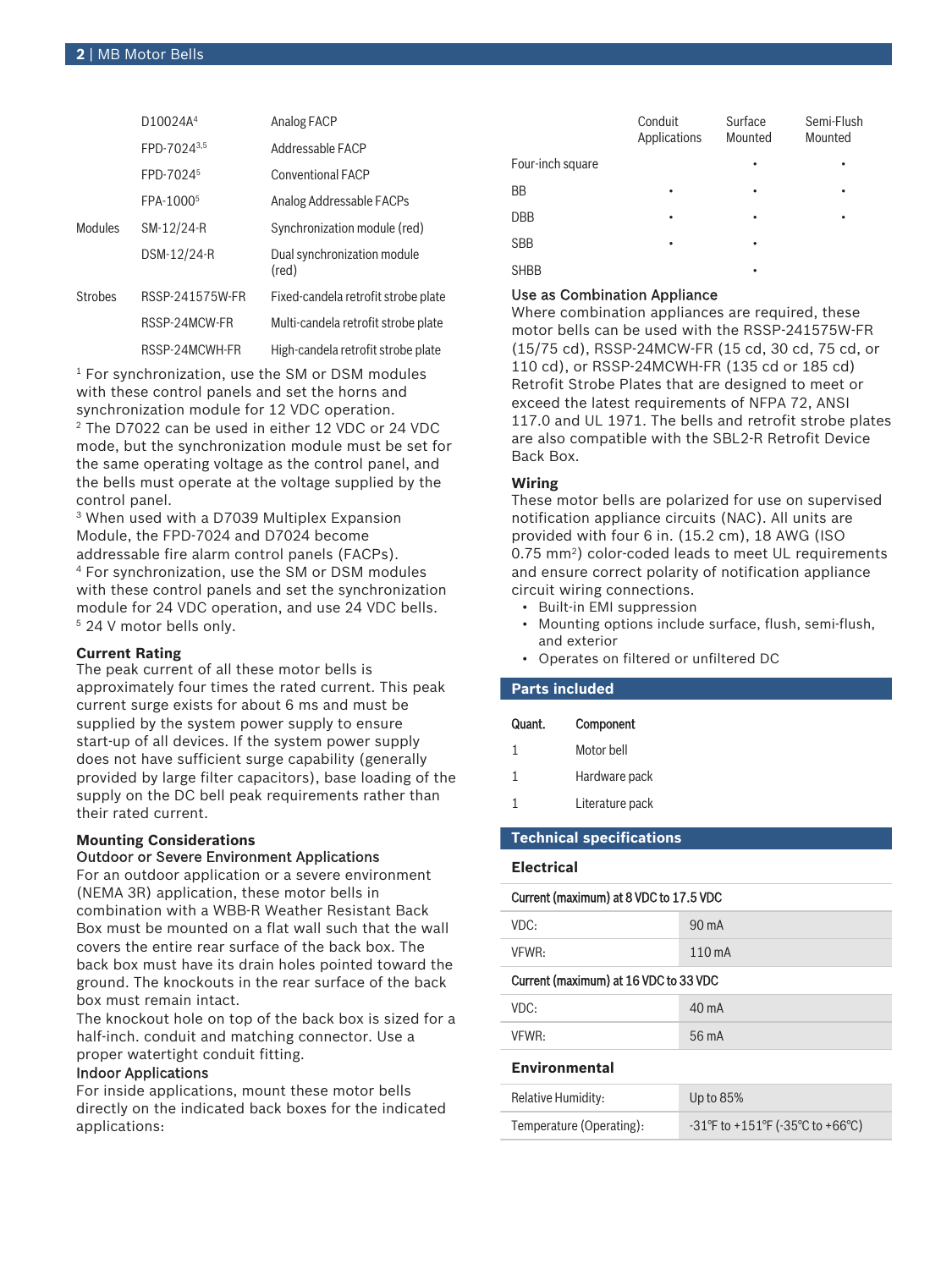| | | |
|---|---|---|
| | D10024A[4] | Analog FACP |
| | FPD-7024[3,5] | Addressable FACP |
| | FPD-7024[5] | Conventional FACP |
| | FPA-1000[5] | Analog Addressable FACPs |
| Modules | SM-12/24-R | Synchronization module (red) |
| | DSM-12/24-R | Dual synchronization module (red) |
| Strobes | RSSP-241575W-FR | Fixed-candela retrofit strobe plate |
| | RSSP-24MCW-FR | Multi-candela retrofit strobe plate |
| | RSSP-24MCWH-FR | High-candela retrofit strobe plate |

[1] For synchronization, use the SM or DSM modules with these control panels and set the horns and synchronization module for 12 VDC operation.
[2] The D7022 can be used in either 12 VDC or 24 VDC mode, but the synchronization module must be set for the same operating voltage as the control panel, and the bells must operate at the voltage supplied by the control panel.
[3] When used with a D7039 Multiplex Expansion Module, the FPD-7024 and D7024 become addressable fire alarm control panels (FACPs).
[4] For synchronization, use the SM or DSM modules with these control panels and set the synchronization module for 24 VDC operation, and use 24 VDC bells.
[5] 24 V motor bells only.

### Current Rating

The peak current of all these motor bells is approximately four times the rated current. This peak current surge exists for about 6 ms and must be supplied by the system power supply to ensure start-up of all devices. If the system power supply does not have sufficient surge capability (generally provided by large filter capacitors), base loading of the supply on the DC bell peak requirements rather than their rated current.

### Mounting Considerations

Outdoor or Severe Environment Applications

For an outdoor application or a severe environment (NEMA 3R) application, these motor bells in combination with a WBB-R Weather Resistant Back Box must be mounted on a flat wall such that the wall covers the entire rear surface of the back box. The back box must have its drain holes pointed toward the ground. The knockouts in the rear surface of the back box must remain intact.

The knockout hole on top of the back box is sized for a half-inch. conduit and matching connector. Use a proper watertight conduit fitting.

Indoor Applications

For inside applications, mount these motor bells directly on the indicated back boxes for the indicated applications:

| | Conduit Applications | Surface Mounted | Semi-Flush Mounted |
|---|---|---|---|
| Four-inch square | | • | • |
| BB | • | • | • |
| DBB | • | • | • |
| SBB | • | • | |
| SHBB | | • | |

Use as Combination Appliance

Where combination appliances are required, these motor bells can be used with the RSSP-241575W-FR (15/75 cd), RSSP-24MCW-FR (15 cd, 30 cd, 75 cd, or 110 cd), or RSSP-24MCWH-FR (135 cd or 185 cd) Retrofit Strobe Plates that are designed to meet or exceed the latest requirements of NFPA 72, ANSI 117.0 and UL 1971. The bells and retrofit strobe plates are also compatible with the SBL2-R Retrofit Device Back Box.

### Wiring

These motor bells are polarized for use on supervised notification appliance circuits (NAC). All units are provided with four 6 in. (15.2 cm), 18 AWG (ISO 0.75 mm$^2$) color-coded leads to meet UL requirements and ensure correct polarity of notification appliance circuit wiring connections.

- Built-in EMI suppression
- Mounting options include surface, flush, semi-flush, and exterior
- Operates on filtered or unfiltered DC

## Parts included

| Quant. | Component |
|---|---|
| 1 | Motor bell |
| 1 | Hardware pack |
| 1 | Literature pack |

## Technical specifications

### Electrical

| Current (maximum) at 8 VDC to 17.5 VDC | |
|---|---|
| VDC: | 90 mA |
| VFWR: | 110 mA |
| **Current (maximum) at 16 VDC to 33 VDC** | |
| VDC: | 40 mA |
| VFWR: | 56 mA |

### Environmental

| | |
|---|---|
| Relative Humidity: | Up to 85% |
| Temperature (Operating): | -31°F to +151°F (-35°C to +66°C) |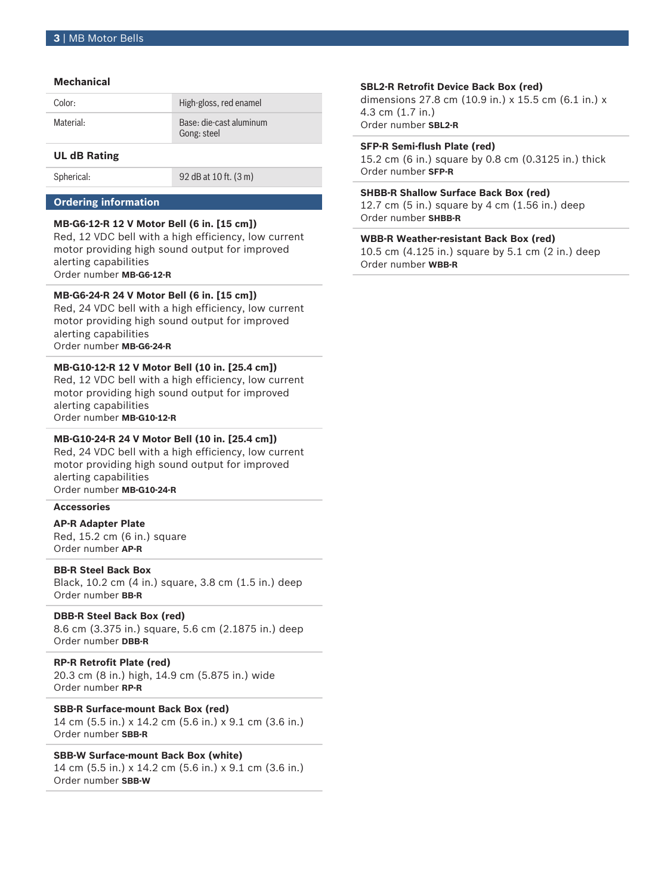### Mechanical

| | |
|---|---|
| Color: | High-gloss, red enamel |
| Material: | Base: die-cast aluminum<br>Gong: steel |

### UL dB Rating

| | |
|---|---|
| Spherical: | 92 dB at 10 ft. (3 m) |

## Ordering information

**MB-G6-12-R 12 V Motor Bell (6 in. [15 cm])**
Red, 12 VDC bell with a high efficiency, low current motor providing high sound output for improved alerting capabilities
Order number **MB-G6-12-R**

**MB-G6-24-R 24 V Motor Bell (6 in. [15 cm])**
Red, 24 VDC bell with a high efficiency, low current motor providing high sound output for improved alerting capabilities
Order number **MB-G6-24-R**

**MB-G10-12-R 12 V Motor Bell (10 in. [25.4 cm])**
Red, 12 VDC bell with a high efficiency, low current motor providing high sound output for improved alerting capabilities
Order number **MB-G10-12-R**

**MB-G10-24-R 24 V Motor Bell (10 in. [25.4 cm])**
Red, 24 VDC bell with a high efficiency, low current motor providing high sound output for improved alerting capabilities
Order number **MB-G10-24-R**

### Accessories

**AP-R Adapter Plate**
Red, 15.2 cm (6 in.) square
Order number **AP-R**

**BB-R Steel Back Box**
Black, 10.2 cm (4 in.) square, 3.8 cm (1.5 in.) deep
Order number **BB-R**

**DBB-R Steel Back Box (red)**
8.6 cm (3.375 in.) square, 5.6 cm (2.1875 in.) deep
Order number **DBB-R**

**RP-R Retrofit Plate (red)**
20.3 cm (8 in.) high, 14.9 cm (5.875 in.) wide
Order number **RP-R**

**SBB-R Surface-mount Back Box (red)**
14 cm (5.5 in.) x 14.2 cm (5.6 in.) x 9.1 cm (3.6 in.)
Order number **SBB-R**

**SBB-W Surface-mount Back Box (white)**
14 cm (5.5 in.) x 14.2 cm (5.6 in.) x 9.1 cm (3.6 in.)
Order number **SBB-W**

**SBL2-R Retrofit Device Back Box (red)**
dimensions 27.8 cm (10.9 in.) x 15.5 cm (6.1 in.) x 4.3 cm (1.7 in.)
Order number **SBL2-R**

**SFP-R Semi-flush Plate (red)**
15.2 cm (6 in.) square by 0.8 cm (0.3125 in.) thick
Order number **SFP-R**

**SHBB-R Shallow Surface Back Box (red)**
12.7 cm (5 in.) square by 4 cm (1.56 in.) deep
Order number **SHBB-R**

**WBB-R Weather-resistant Back Box (red)**
10.5 cm (4.125 in.) square by 5.1 cm (2 in.) deep
Order number **WBB-R**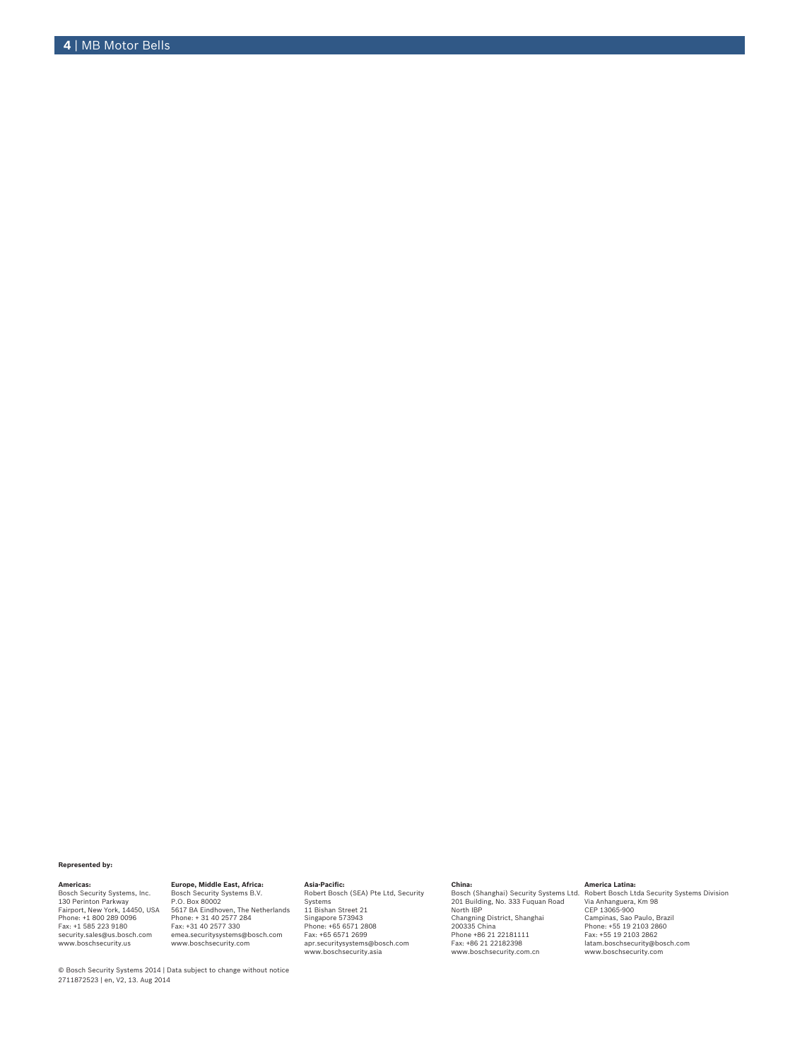**Represented by:**

**Americas:**
Bosch Security Systems, Inc.
130 Perinton Parkway
Fairport, New York, 14450, USA
Phone: +1 800 289 0096
Fax: +1 585 223 9180
security.sales@us.bosch.com
www.boschsecurity.us

**Europe, Middle East, Africa:**
Bosch Security Systems B.V.
P.O. Box 80002
5617 BA Eindhoven, The Netherlands
Phone: + 31 40 2577 284
Fax: +31 40 2577 330
emea.securitysystems@bosch.com
www.boschsecurity.com

**Asia-Pacific:**
Robert Bosch (SEA) Pte Ltd, Security Systems
11 Bishan Street 21
Singapore 573943
Phone: +65 6571 2808
Fax: +65 6571 2699
apr.securitysystems@bosch.com
www.boschsecurity.asia

**China:**
Bosch (Shanghai) Security Systems Ltd.
201 Building, No. 333 Fuquan Road
North IBP
Changning District, Shanghai
200335 China
Phone +86 21 22181111
Fax: +86 21 22182398
www.boschsecurity.com.cn

**America Latina:**
Robert Bosch Ltda Security Systems Division
Via Anhanguera, Km 98
CEP 13065-900
Campinas, Sao Paulo, Brazil
Phone: +55 19 2103 2860
Fax: +55 19 2103 2862
latam.boschsecurity@bosch.com
www.boschsecurity.com

© Bosch Security Systems 2014 | Data subject to change without notice
2711872523 | en, V2, 13. Aug 2014